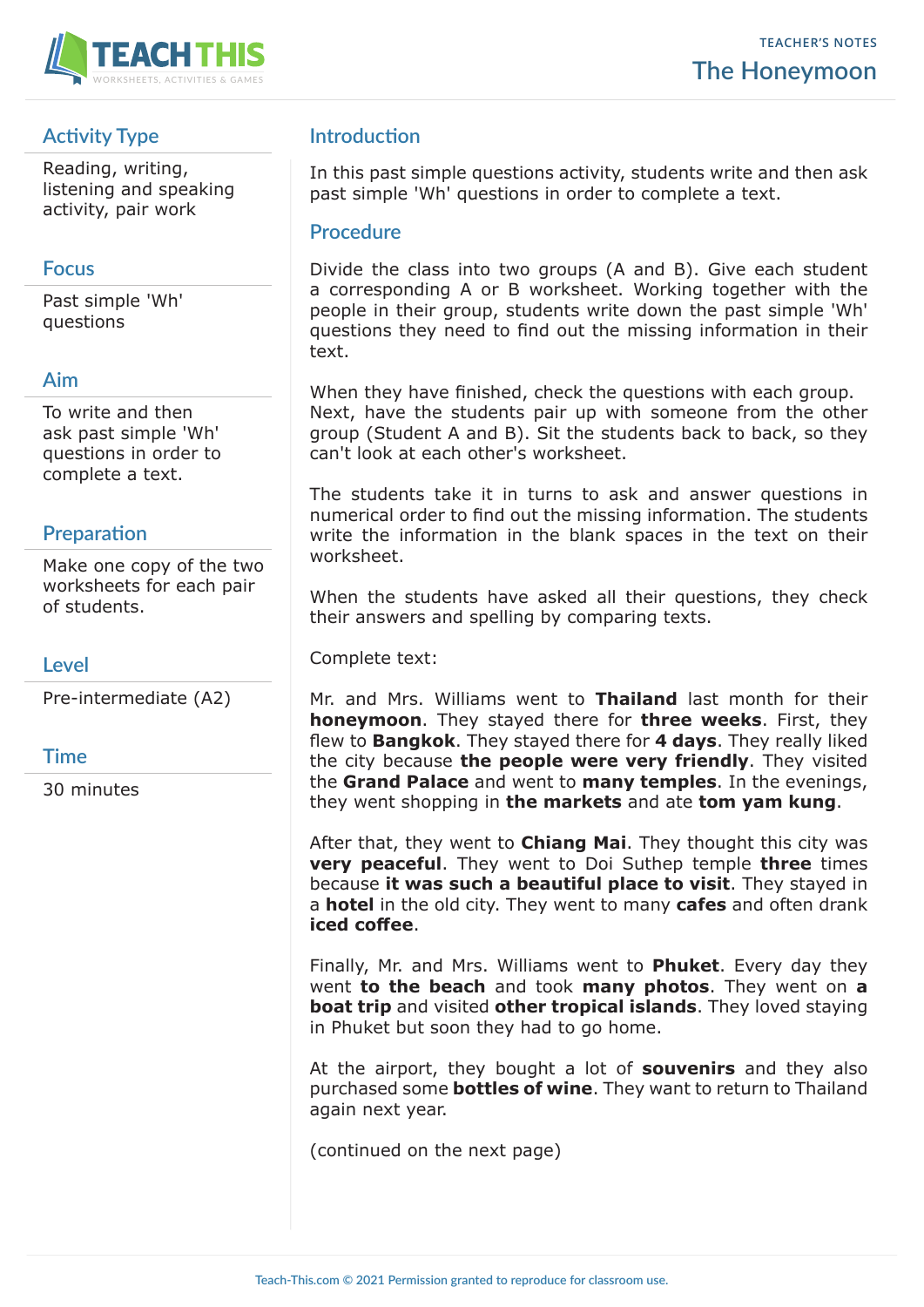# The Honeymoon

TEACHER'S NOTES

## Activity Type

Reading, writing, listening and speaking activity, pair work

## Focus

Past simple 'Wh' questions

## Aim

To write and then ask past simple 'Wh' questions in order to complete a text.

## Preparation

Make one copy of the two worksheets for each pair of students.

## Level

Pre-intermediate (A2)

## Time

30 minutes

## Introduction

In this past simple questions activity, students write and then ask past simple 'Wh' questions in order to complete a text.

## Procedure

Divide the class into two groups (A and B). Give each student a corresponding A or B worksheet. Working together with the people in their group, students write down the past simple 'Wh' questions they need to find out the missing information in their text.

When they have finished, check the questions with each group. Next, have the students pair up with someone from the other group (Student A and B). Sit the students back to back, so they can't look at each other's worksheet.

The students take it in turns to ask and answer questions in numerical order to find out the missing information. The students write the information in the blank spaces in the text on their worksheet.

When the students have asked all their questions, they check their answers and spelling by comparing texts.

Complete text:

Mr. and Mrs. Williams went to **Thailand** last month for their **honeymoon**. They stayed there for **three weeks**. First, they flew to **Bangkok**. They stayed there for **4 days**. They really liked the city because **the people were very friendly**. They visited the **Grand Palace** and went to **many temples**. In the evenings, they went shopping in **the markets** and ate **tom yam kung**.

After that, they went to **Chiang Mai**. They thought this city was **very peaceful**. They went to Doi Suthep temple **three** times because **it was such a beautiful place to visit**. They stayed in a **hotel** in the old city. They went to many **cafes** and often drank **iced coffee**.

Finally, Mr. and Mrs. Williams went to **Phuket**. Every day they went **to the beach** and took **many photos**. They went on **a boat trip** and visited **other tropical islands**. They loved staying in Phuket but soon they had to go home.

At the airport, they bought a lot of **souvenirs** and they also purchased some **bottles of wine**. They want to return to Thailand again next year.

(continued on the next page)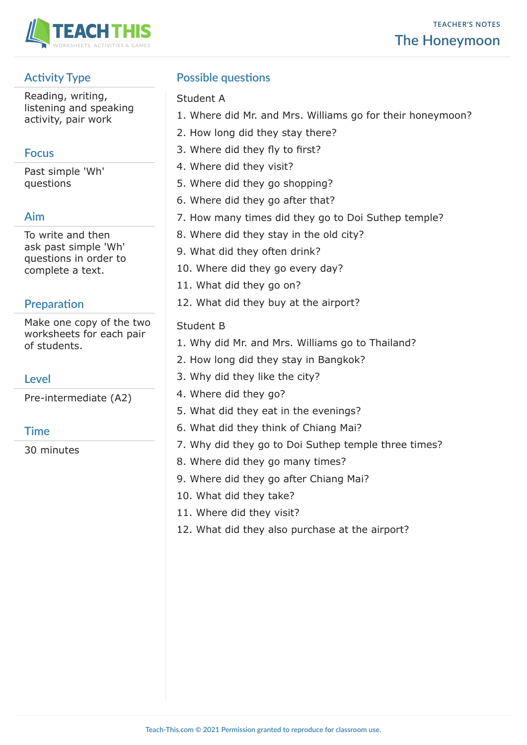## Activity Type

Reading, writing, listening and speaking activity, pair work

## Focus

Past simple 'Wh' questions

## Aim

To write and then ask past simple 'Wh' questions in order to complete a text.

## Preparation

Make one copy of the two worksheets for each pair of students.

## Level

Pre-intermediate (A2)

## Time

30 minutes

## Possible questions

Student A

1. Where did Mr. and Mrs. Williams go for their honeymoon?
2. How long did they stay there?
3. Where did they fly to first?
4. Where did they visit?
5. Where did they go shopping?
6. Where did they go after that?
7. How many times did they go to Doi Suthep temple?
8. Where did they stay in the old city?
9. What did they often drink?
10. Where did they go every day?
11. What did they go on?
12. What did they buy at the airport?

Student B

1. Why did Mr. and Mrs. Williams go to Thailand?
2. How long did they stay in Bangkok?
3. Why did they like the city?
4. Where did they go?
5. What did they eat in the evenings?
6. What did they think of Chiang Mai?
7. Why did they go to Doi Suthep temple three times?
8. Where did they go many times?
9. Where did they go after Chiang Mai?
10. What did they take?
11. Where did they visit?
12. What did they also purchase at the airport?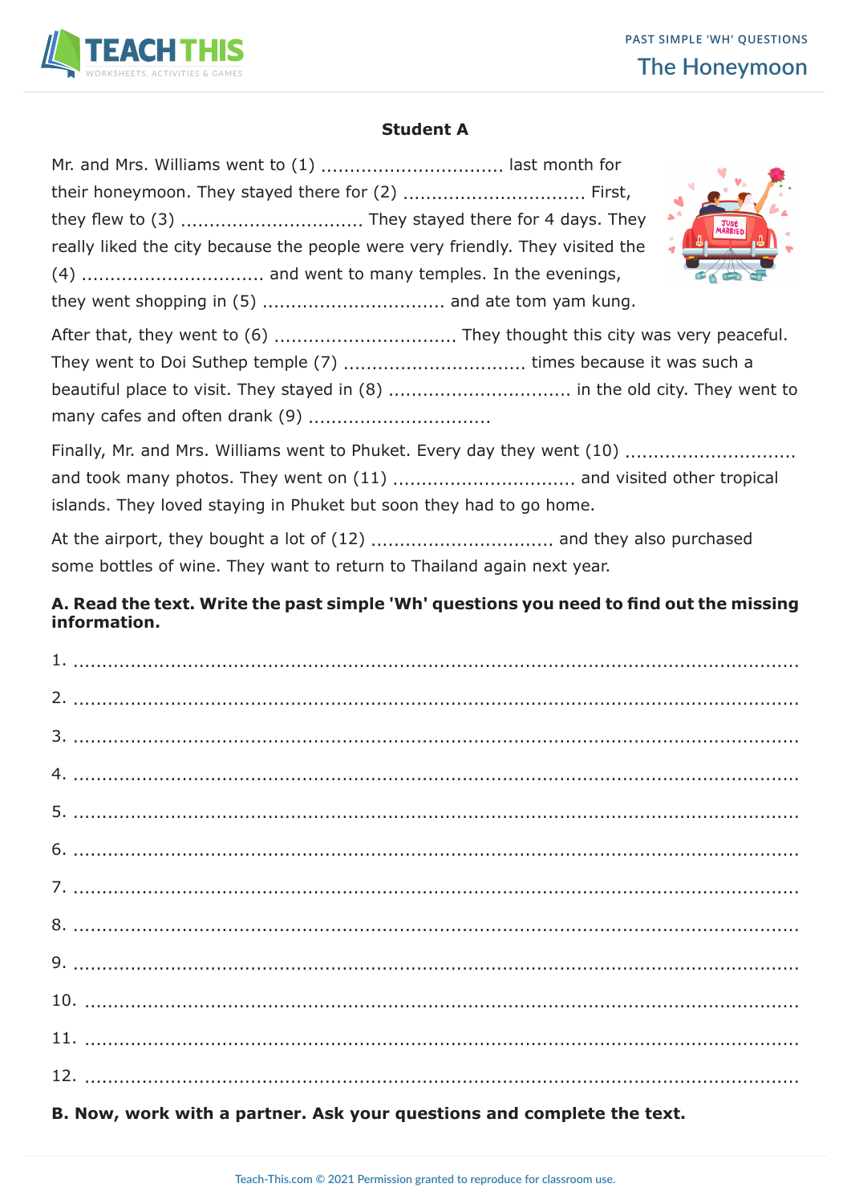## Student A

Mr. and Mrs. Williams went to (1) ................................ last month for their honeymoon. They stayed there for (2) ................................ First, they flew to (3) ................................ They stayed there for 4 days. They really liked the city because the people were very friendly. They visited the (4) ................................ and went to many temples. In the evenings, they went shopping in (5) ................................ and ate tom yam kung.

After that, they went to (6) ................................ They thought this city was very peaceful. They went to Doi Suthep temple (7) ................................ times because it was such a beautiful place to visit. They stayed in (8) ................................ in the old city. They went to many cafes and often drank (9) ................................

Finally, Mr. and Mrs. Williams went to Phuket. Every day they went (10) .............................. and took many photos. They went on (11) ................................ and visited other tropical islands. They loved staying in Phuket but soon they had to go home.

At the airport, they bought a lot of (12) ................................ and they also purchased some bottles of wine. They want to return to Thailand again next year.

**A. Read the text. Write the past simple 'Wh' questions you need to find out the missing information.**

1. ..........................................................................................................................
2. ..........................................................................................................................
3. ..........................................................................................................................
4. ..........................................................................................................................
5. ..........................................................................................................................
6. ..........................................................................................................................
7. ..........................................................................................................................
8. ..........................................................................................................................
9. ..........................................................................................................................
10. ..........................................................................................................................
11. ..........................................................................................................................
12. ..........................................................................................................................

**B. Now, work with a partner. Ask your questions and complete the text.**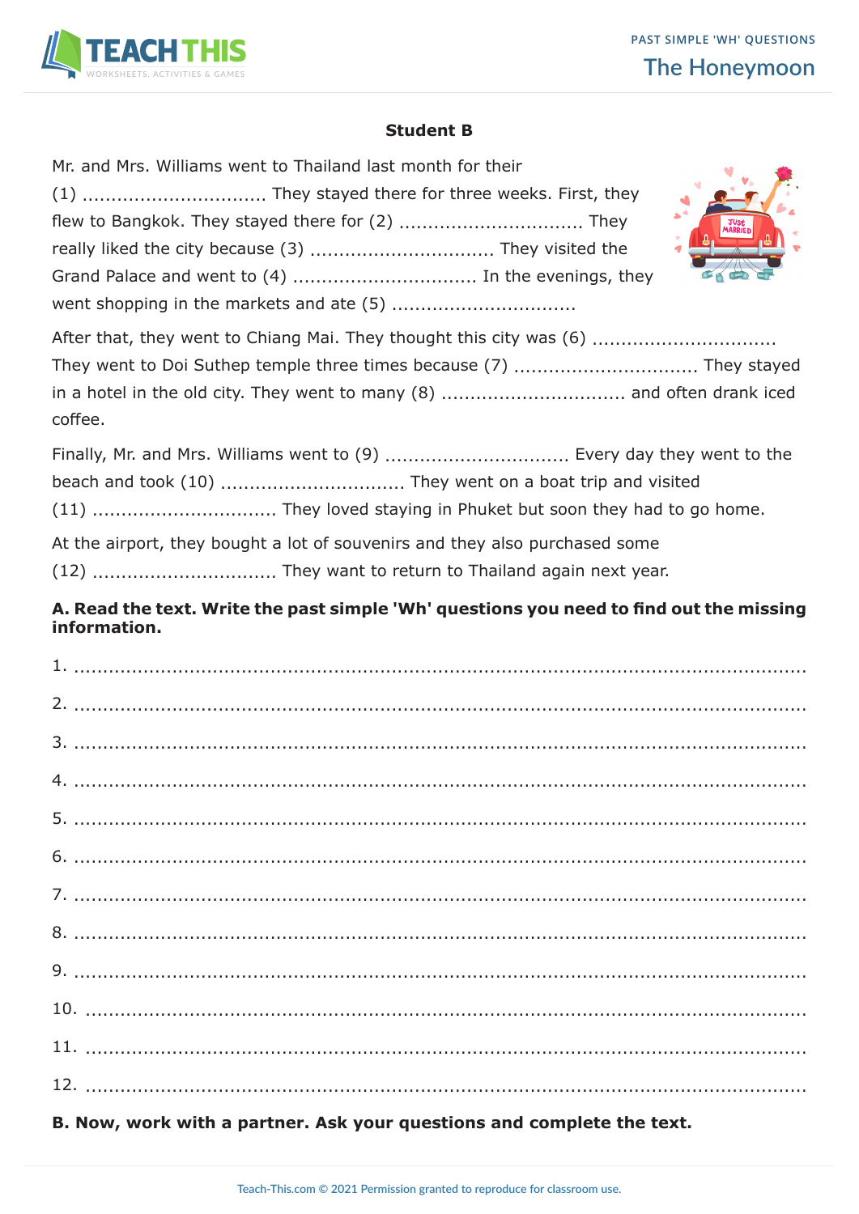### Student B

Mr. and Mrs. Williams went to Thailand last month for their (1) ................................ They stayed there for three weeks. First, they flew to Bangkok. They stayed there for (2) ................................ They really liked the city because (3) ................................ They visited the Grand Palace and went to (4) ................................ In the evenings, they went shopping in the markets and ate (5) ................................

After that, they went to Chiang Mai. They thought this city was (6) ................................ They went to Doi Suthep temple three times because (7) ................................ They stayed in a hotel in the old city. They went to many (8) ................................ and often drank iced coffee.

Finally, Mr. and Mrs. Williams went to (9) ................................ Every day they went to the beach and took (10) ................................ They went on a boat trip and visited (11) ................................ They loved staying in Phuket but soon they had to go home.

At the airport, they bought a lot of souvenirs and they also purchased some (12) ................................ They want to return to Thailand again next year.

**A. Read the text. Write the past simple 'Wh' questions you need to find out the missing information.**

1. ................................................................................................................
2. ................................................................................................................
3. ................................................................................................................
4. ................................................................................................................
5. ................................................................................................................
6. ................................................................................................................
7. ................................................................................................................
8. ................................................................................................................
9. ................................................................................................................
10. ................................................................................................................
11. ................................................................................................................
12. ................................................................................................................

**B. Now, work with a partner. Ask your questions and complete the text.**